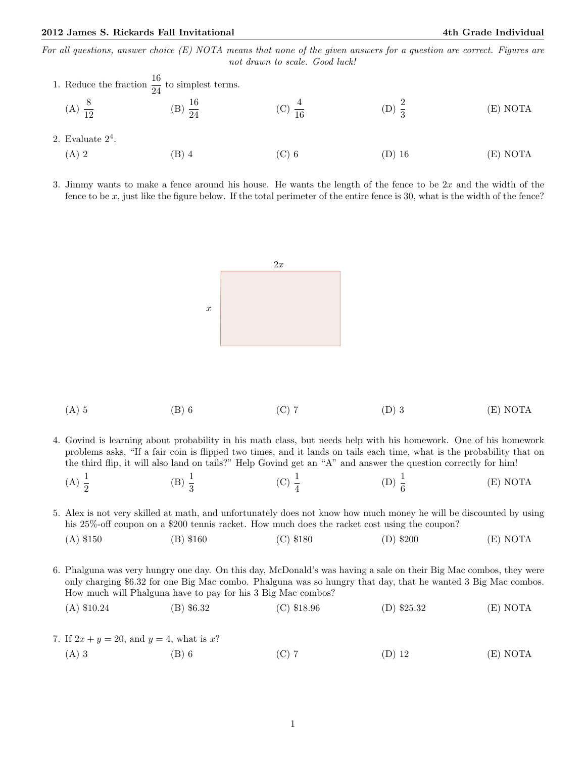*For all questions, answer choice (E) NOTA means that none of the given answers for a question are correct. Figures are not drawn to scale. Good luck!*

1. Reduce the fraction $\frac{16}{24}$ to simplest terms.

   (A) $\frac{8}{12}$ (B) $\frac{16}{24}$ (C) $\frac{4}{16}$ (D) $\frac{2}{3}$ (E) NOTA

2. Evaluate $2^4$.

   (A) 2 (B) 4 (C) 6 (D) 16 (E) NOTA

3. Jimmy wants to make a fence around his house. He wants the length of the fence to be $2x$ and the width of the fence to be $x$, just like the figure below. If the total perimeter of the entire fence is 30, what is the width of the fence?

   $2x$

   $x$

   (A) 5 (B) 6 (C) 7 (D) 3 (E) NOTA

4. Govind is learning about probability in his math class, but needs help with his homework. One of his homework problems asks, "If a fair coin is flipped two times, and it lands on tails each time, what is the probability that on the third flip, it will also land on tails?" Help Govind get an "A" and answer the question correctly for him!

   (A) $\frac{1}{2}$ (B) $\frac{1}{3}$ (C) $\frac{1}{4}$ (D) $\frac{1}{6}$ (E) NOTA

5. Alex is not very skilled at math, and unfortunately does not know how much money he will be discounted by using his 25%-off coupon on a \$200 tennis racket. How much does the racket cost using the coupon?

   (A) \$150 (B) \$160 (C) \$180 (D) \$200 (E) NOTA

6. Phalguna was very hungry one day. On this day, McDonald's was having a sale on their Big Mac combos, they were only charging \$6.32 for one Big Mac combo. Phalguna was so hungry that day, that he wanted 3 Big Mac combos. How much will Phalguna have to pay for his 3 Big Mac combos?

   (A) \$10.24 (B) \$6.32 (C) \$18.96 (D) \$25.32 (E) NOTA

7. If $2x + y = 20$, and $y = 4$, what is $x$?

   (A) 3 (B) 6 (C) 7 (D) 12 (E) NOTA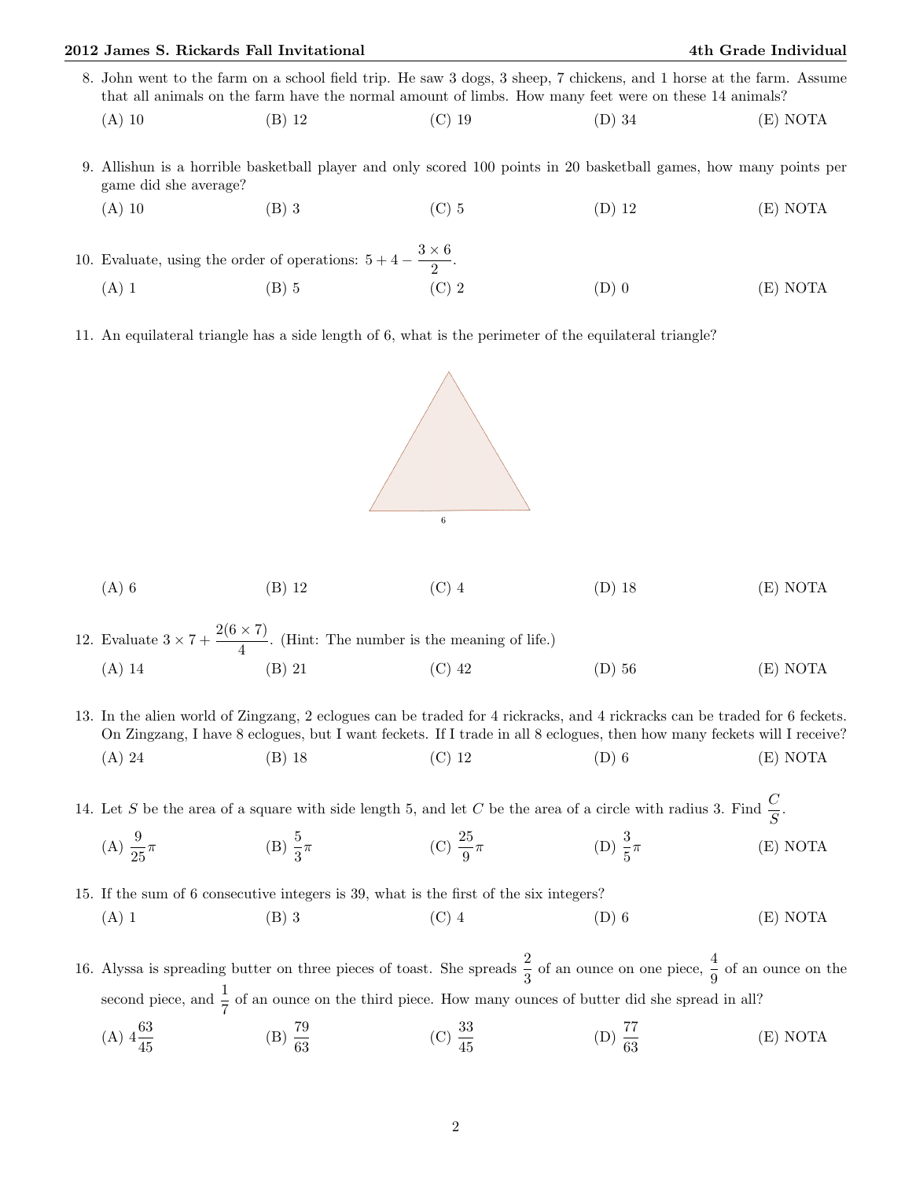8. John went to the farm on a school field trip. He saw 3 dogs, 3 sheep, 7 chickens, and 1 horse at the farm. Assume that all animals on the farm have the normal amount of limbs. How many feet were on these 14 animals?

   (A) 10 (B) 12 (C) 19 (D) 34 (E) NOTA

9. Allishun is a horrible basketball player and only scored 100 points in 20 basketball games, how many points per game did she average?

   (A) 10 (B) 3 (C) 5 (D) 12 (E) NOTA

10. Evaluate, using the order of operations: $5 + 4 - \frac{3 \times 6}{2}$.

    (A) 1 (B) 5 (C) 2 (D) 0 (E) NOTA

11. An equilateral triangle has a side length of 6, what is the perimeter of the equilateral triangle?

    6

    (A) 6 (B) 12 (C) 4 (D) 18 (E) NOTA

12. Evaluate $3 \times 7 + \frac{2(6 \times 7)}{4}$. (Hint: The number is the meaning of life.)

    (A) 14 (B) 21 (C) 42 (D) 56 (E) NOTA

13. In the alien world of Zingzang, 2 eclogues can be traded for 4 rickracks, and 4 rickracks can be traded for 6 feckets. On Zingzang, I have 8 eclogues, but I want feckets. If I trade in all 8 eclogues, then how many feckets will I receive?

    (A) 24 (B) 18 (C) 12 (D) 6 (E) NOTA

14. Let $S$ be the area of a square with side length 5, and let $C$ be the area of a circle with radius 3. Find $\frac{C}{S}$.

    (A) $\frac{9}{25}\pi$ (B) $\frac{5}{3}\pi$ (C) $\frac{25}{9}\pi$ (D) $\frac{3}{5}\pi$ (E) NOTA

15. If the sum of 6 consecutive integers is 39, what is the first of the six integers?

    (A) 1 (B) 3 (C) 4 (D) 6 (E) NOTA

16. Alyssa is spreading butter on three pieces of toast. She spreads $\frac{2}{3}$ of an ounce on one piece, $\frac{4}{9}$ of an ounce on the second piece, and $\frac{1}{7}$ of an ounce on the third piece. How many ounces of butter did she spread in all?

    (A) $4\frac{63}{45}$ (B) $\frac{79}{63}$ (C) $\frac{33}{45}$ (D) $\frac{77}{63}$ (E) NOTA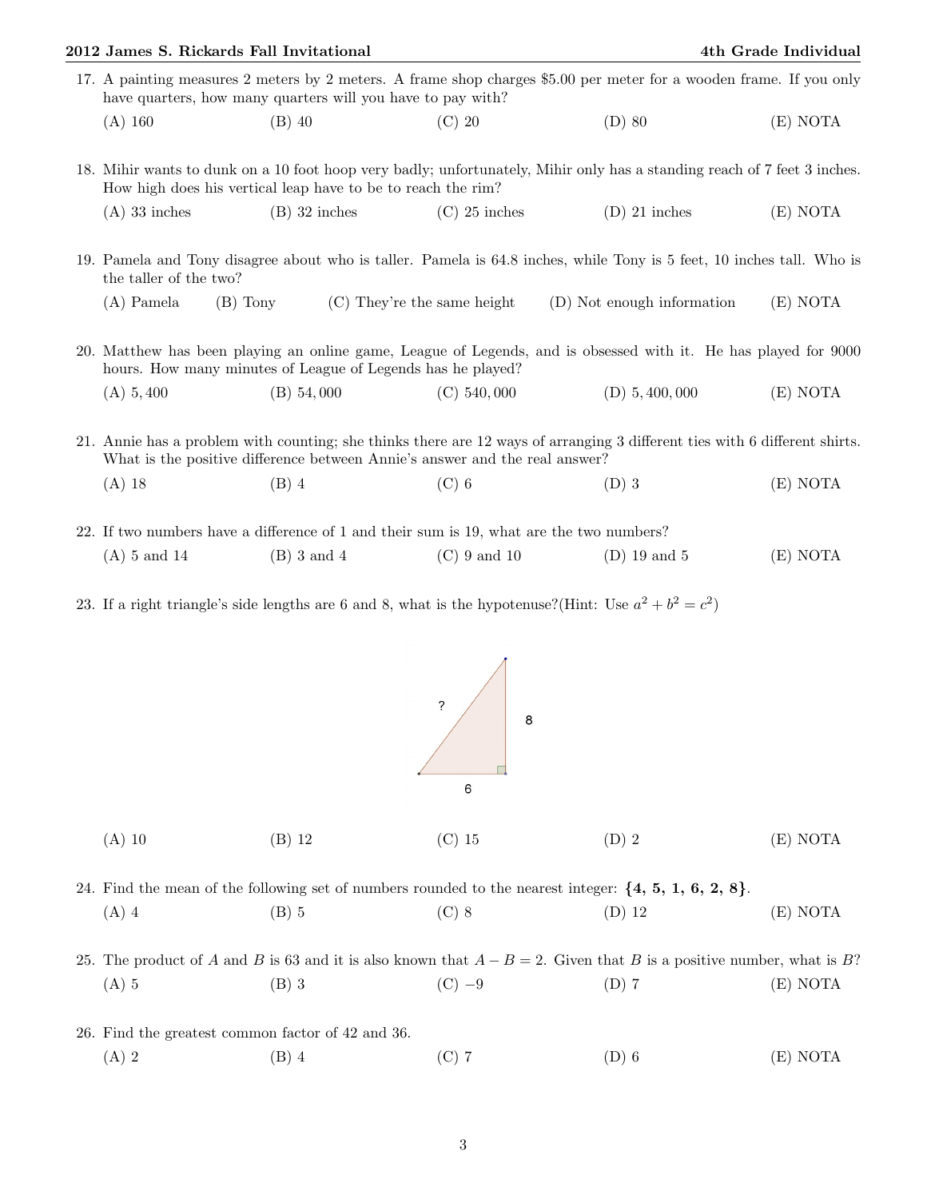17. A painting measures 2 meters by 2 meters. A frame shop charges \$5.00 per meter for a wooden frame. If you only have quarters, how many quarters will you have to pay with?

    (A) 160 (B) 40 (C) 20 (D) 80 (E) NOTA

18. Mihir wants to dunk on a 10 foot hoop very badly; unfortunately, Mihir only has a standing reach of 7 feet 3 inches. How high does his vertical leap have to be to reach the rim?

    (A) 33 inches (B) 32 inches (C) 25 inches (D) 21 inches (E) NOTA

19. Pamela and Tony disagree about who is taller. Pamela is 64.8 inches, while Tony is 5 feet, 10 inches tall. Who is the taller of the two?

    (A) Pamela (B) Tony (C) They're the same height (D) Not enough information (E) NOTA

20. Matthew has been playing an online game, League of Legends, and is obsessed with it. He has played for 9000 hours. How many minutes of League of Legends has he played?

    (A) $5,400$ (B) $54,000$ (C) $540,000$ (D) $5,400,000$ (E) NOTA

21. Annie has a problem with counting; she thinks there are 12 ways of arranging 3 different ties with 6 different shirts. What is the positive difference between Annie's answer and the real answer?

    (A) 18 (B) 4 (C) 6 (D) 3 (E) NOTA

22. If two numbers have a difference of 1 and their sum is 19, what are the two numbers?

    (A) 5 and 14 (B) 3 and 4 (C) 9 and 10 (D) 19 and 5 (E) NOTA

23. If a right triangle's side lengths are 6 and 8, what is the hypotenuse?(Hint: Use $a^2 + b^2 = c^2$)

    (A) 10 (B) 12 (C) 15 (D) 2 (E) NOTA

24. Find the mean of the following set of numbers rounded to the nearest integer: **{4, 5, 1, 6, 2, 8}**.

    (A) 4 (B) 5 (C) 8 (D) 12 (E) NOTA

25. The product of $A$ and $B$ is 63 and it is also known that $A - B = 2$. Given that $B$ is a positive number, what is $B$?

    (A) 5 (B) 3 (C) $-9$ (D) 7 (E) NOTA

26. Find the greatest common factor of 42 and 36.

    (A) 2 (B) 4 (C) 7 (D) 6 (E) NOTA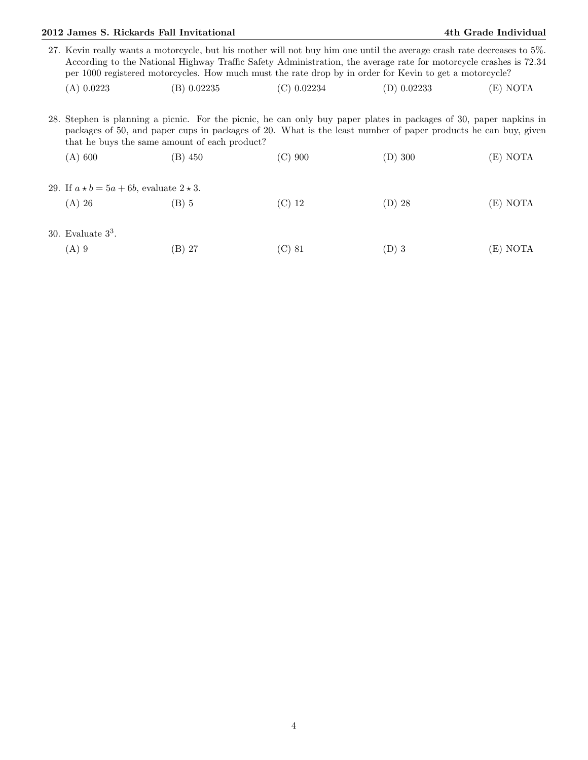27. Kevin really wants a motorcycle, but his mother will not buy him one until the average crash rate decreases to 5%. According to the National Highway Traffic Safety Administration, the average rate for motorcycle crashes is 72.34 per 1000 registered motorcycles. How much must the rate drop by in order for Kevin to get a motorcycle?

    (A) 0.0223 (B) 0.02235 (C) 0.02234 (D) 0.02233 (E) NOTA

28. Stephen is planning a picnic. For the picnic, he can only buy paper plates in packages of 30, paper napkins in packages of 50, and paper cups in packages of 20. What is the least number of paper products he can buy, given that he buys the same amount of each product?

    (A) 600 (B) 450 (C) 900 (D) 300 (E) NOTA

29. If $a \star b = 5a + 6b$, evaluate $2 \star 3$.

    (A) 26 (B) 5 (C) 12 (D) 28 (E) NOTA

30. Evaluate $3^3$.

    (A) 9 (B) 27 (C) 81 (D) 3 (E) NOTA